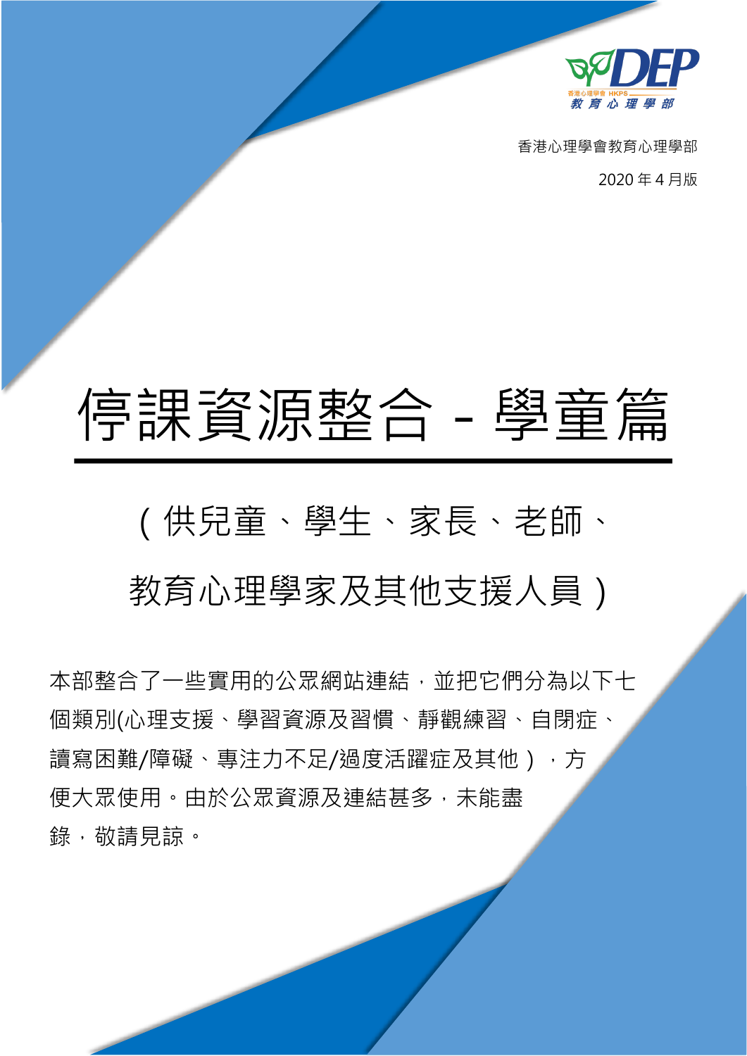香港心理學會教育心理學部

2020 年 4 月版

# 停課資源整合 - 學童篇

## ( 供兒童、學生、家長、老師、教育心理學家及其他支援人員 )

本部整合了一些實用的公眾網站連結，並把它們分為以下七個類別(心理支援、學習資源及習慣、靜觀練習、自閉症、讀寫困難/障礙、專注力不足/過度活躍症及其他），方便大眾使用。由於公眾資源及連結甚多，未能盡錄，敬請見諒。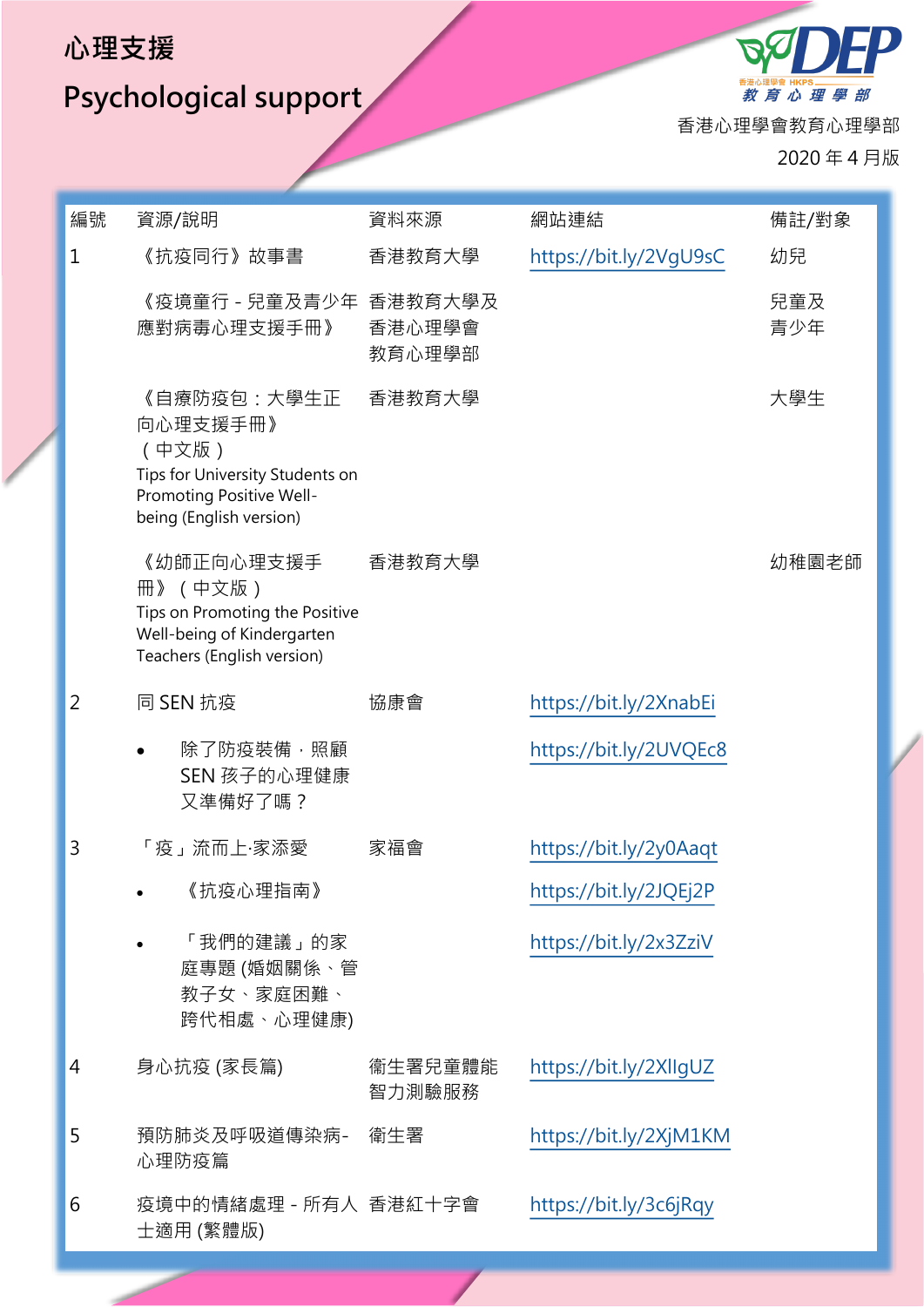# 心理支援

# Psychological support

香港心理學會教育心理學部

2020 年 4 月版

| 編號 | 資源/說明 | 資料來源 | 網站連結 | 備註/對象 |
|---|---|---|---|---|
| 1 | 《抗疫同行》故事書 | 香港教育大學 | https://bit.ly/2VgU9sC | 幼兒 |
| | 《疫境童行 - 兒童及青少年應對病毒心理支援手冊》 | 香港教育大學及香港心理學會教育心理學部 | | 兒童及青少年 |
| | 《自療防疫包：大學生正向心理支援手冊》（中文版）<br>Tips for University Students on Promoting Positive Well-being (English version) | 香港教育大學 | | 大學生 |
| | 《幼師正向心理支援手冊》（中文版）<br>Tips on Promoting the Positive Well-being of Kindergarten Teachers (English version) | 香港教育大學 | | 幼稚園老師 |
| 2 | 同 SEN 抗疫 | 協康會 | https://bit.ly/2XnabEi | |
| | • 除了防疫裝備，照顧 SEN 孩子的心理健康又準備好了嗎？ | | https://bit.ly/2UVQEc8 | |
| 3 | 「疫」流而上·家添愛 | 家福會 | https://bit.ly/2y0Aaqt | |
| | • 《抗疫心理指南》 | | https://bit.ly/2JQEj2P | |
| | • 「我們的建議」的家庭專題 (婚姻關係、管教子女、家庭困難、跨代相處、心理健康) | | https://bit.ly/2x3ZziV | |
| 4 | 身心抗疫 (家長篇) | 衞生署兒童體能智力測驗服務 | https://bit.ly/2XlIgUZ | |
| 5 | 預防肺炎及呼吸道傳染病-心理防疫篇 | 衞生署 | https://bit.ly/2XjM1KM | |
| 6 | 疫境中的情緒處理 - 所有人士適用 (繁體版) | 香港紅十字會 | https://bit.ly/3c6jRqy | |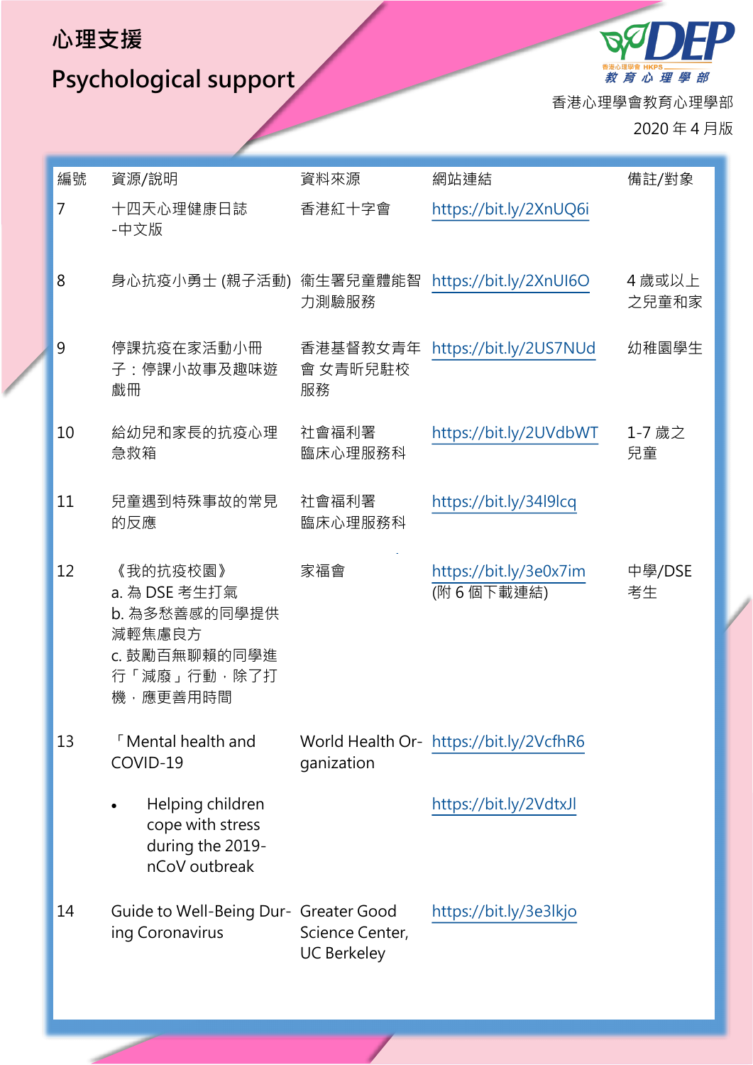# 心理支援

# Psychological support

香港心理學會教育心理學部

2020 年 4 月版

| 編號 | 資源/說明 | 資料來源 | 網站連結 | 備註/對象 |
|---|---|---|---|---|
| 7 | 十四天心理健康日誌 -中文版 | 香港紅十字會 | https://bit.ly/2XnUQ6i | |
| 8 | 身心抗疫小勇士 (親子活動) | 衛生署兒童體能智力測驗服務 | https://bit.ly/2XnUI6O | 4 歲或以上之兒童和家 |
| 9 | 停課抗疫在家活動小冊子：停課小故事及趣味遊戲冊 | 香港基督教女青年會 女青昕兒駐校服務 | https://bit.ly/2US7NUd | 幼稚園學生 |
| 10 | 給幼兒和家長的抗疫心理急救箱 | 社會福利署 臨床心理服務科 | https://bit.ly/2UVdbWT | 1-7 歲之兒童 |
| 11 | 兒童遇到特殊事故的常見的反應 | 社會福利署 臨床心理服務科 | https://bit.ly/34l9lcq | |
| 12 | 《我的抗疫校園》<br>a. 為 DSE 考生打氣<br>b. 為多愁善感的同學提供減輕焦慮良方<br>c. 鼓勵百無聊賴的同學進行「減廢」行動，除了打機，應更善用時間 | 家福會 | https://bit.ly/3e0x7im (附 6 個下載連結) | 中學/DSE 考生 |
| 13 | 「Mental health and COVID-19 | World Health Organization | https://bit.ly/2VcfhR6 | |
| | • Helping children cope with stress during the 2019-nCoV outbreak | | https://bit.ly/2VdtxJl | |
| 14 | Guide to Well-Being During Coronavirus | Greater Good Science Center, UC Berkeley | https://bit.ly/3e3lkjo | |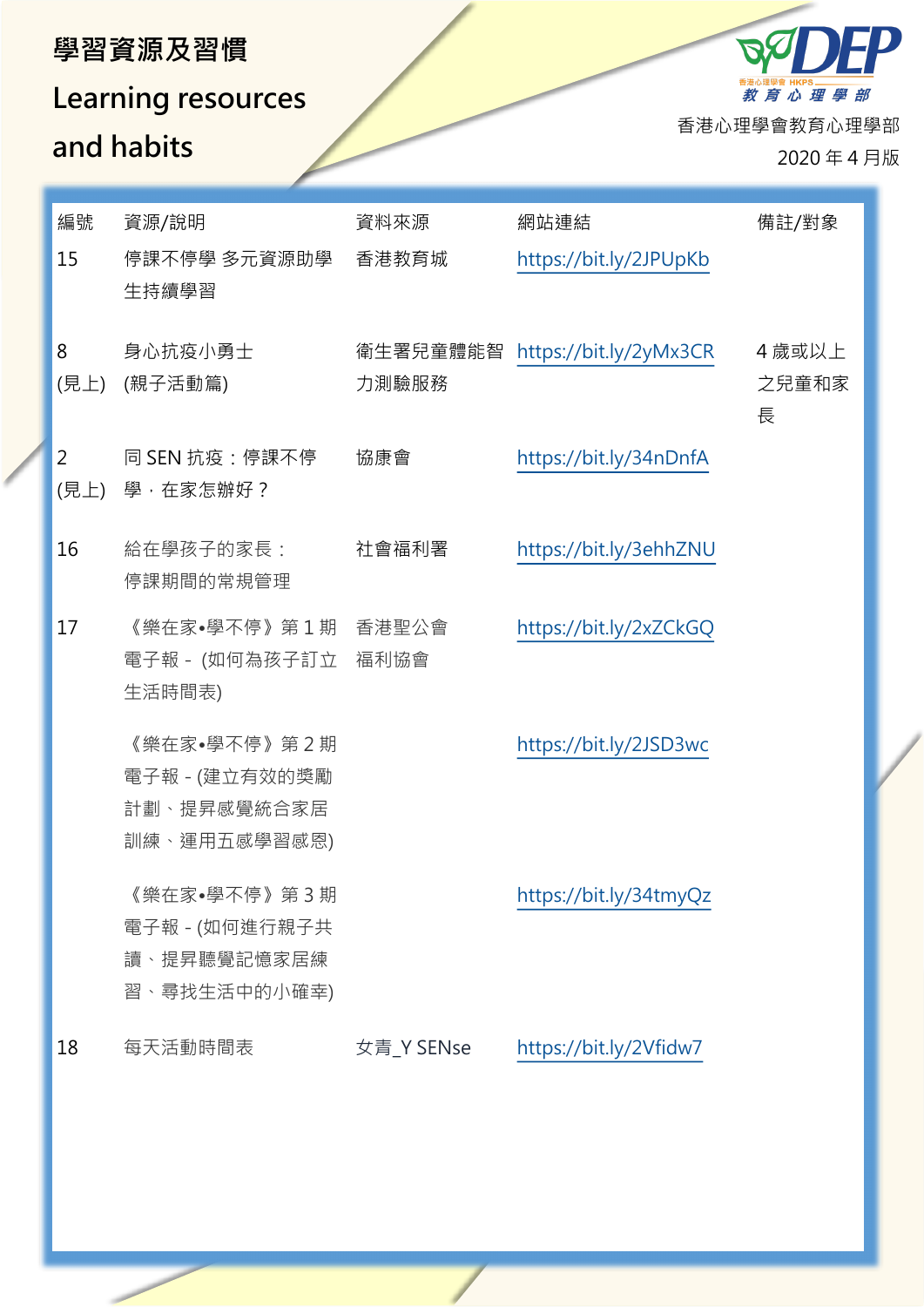# 學習資源及習慣

## Learning resources and habits

香港心理學會教育心理學部

2020 年 4 月版

| 編號 | 資源/說明 | 資料來源 | 網站連結 | 備註/對象 |
|---|---|---|---|---|
| 15 | 停課不停學 多元資源助學生持續學習 | 香港教育城 | https://bit.ly/2JPUpKb | |
| 8 (見上) | 身心抗疫小勇士 (親子活動篇) | 衞生署兒童體能智力測驗服務 | https://bit.ly/2yMx3CR | 4 歲或以上之兒童和家長 |
| 2 (見上) | 同 SEN 抗疫：停課不停學，在家怎辦好？ | 協康會 | https://bit.ly/34nDnfA | |
| 16 | 給在學孩子的家長：停課期間的常規管理 | 社會福利署 | https://bit.ly/3ehhZNU | |
| 17 | 《樂在家•學不停》第 1 期電子報 - (如何為孩子訂立生活時間表) | 香港聖公會福利協會 | https://bit.ly/2xZCkGQ | |
| | 《樂在家•學不停》第 2 期電子報 - (建立有效的獎勵計劃、提昇感覺統合家居訓練、運用五感學習感恩) | | https://bit.ly/2JSD3wc | |
| | 《樂在家•學不停》第 3 期電子報 - (如何進行親子共讀、提昇聽覺記憶家居練習、尋找生活中的小確幸) | | https://bit.ly/34tmyQz | |
| 18 | 每天活動時間表 | 女青_Y SENse | https://bit.ly/2Vfidw7 | |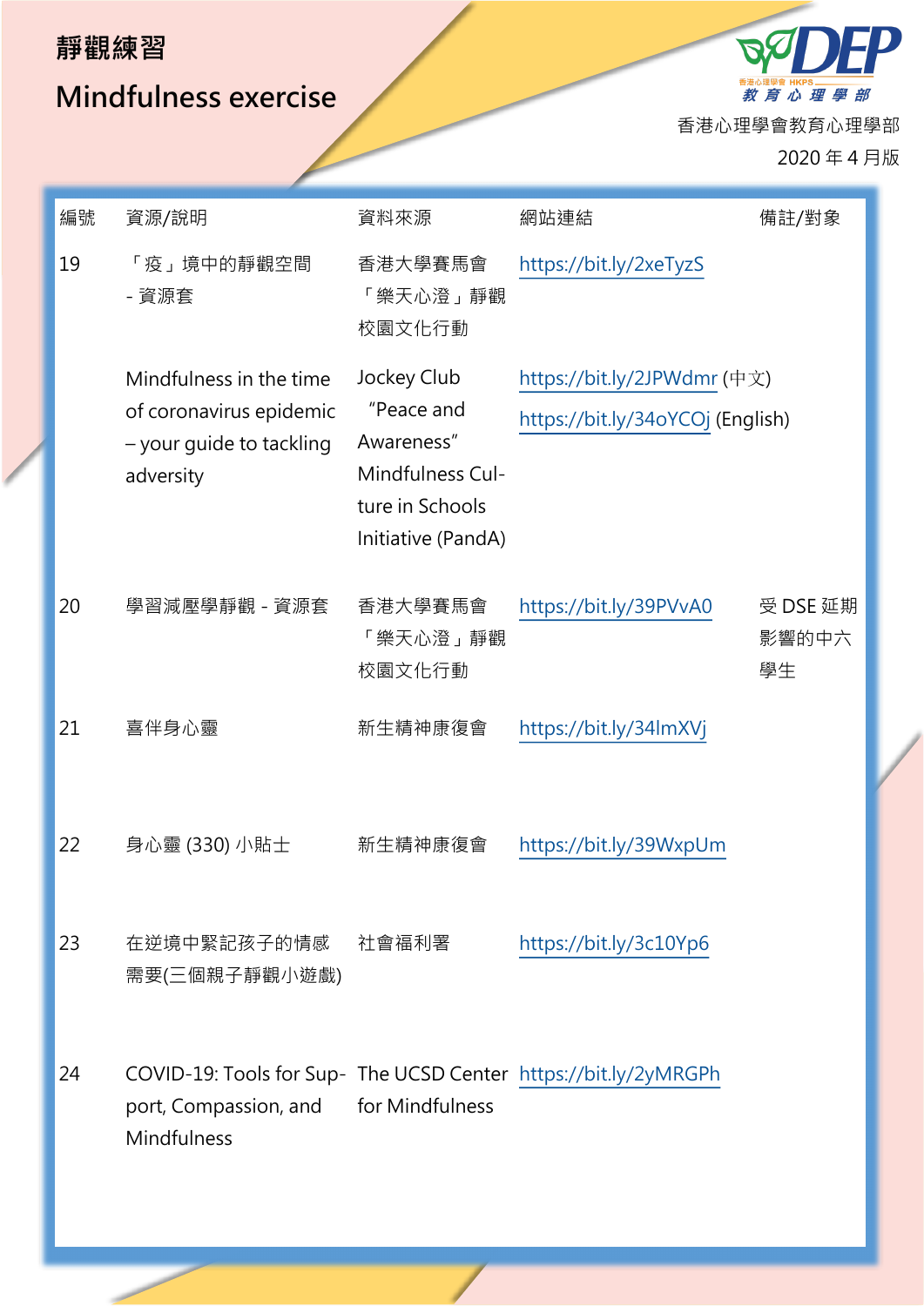# 靜觀練習

# Mindfulness exercise

香港心理學會教育心理學部

2020 年 4 月版

| 編號 | 資源/說明 | 資料來源 | 網站連結 | 備註/對象 |
| --- | --- | --- | --- | --- |
| 19 | 「疫」境中的靜觀空間 - 資源套 | 香港大學賽馬會「樂天心澄」靜觀校園文化行動 | https://bit.ly/2xeTyzS | |
| | Mindfulness in the time of coronavirus epidemic – your guide to tackling adversity | Jockey Club “Peace and Awareness” Mindfulness Culture in Schools Initiative (PandA) | https://bit.ly/2JPWdmr (中文)<br>https://bit.ly/34oYCOj (English) | |
| 20 | 學習減壓學靜觀 - 資源套 | 香港大學賽馬會「樂天心澄」靜觀校園文化行動 | https://bit.ly/39PVvA0 | 受 DSE 延期影響的中六學生 |
| 21 | 喜伴身心靈 | 新生精神康復會 | https://bit.ly/34lmXVj | |
| 22 | 身心靈 (330) 小貼士 | 新生精神康復會 | https://bit.ly/39WxpUm | |
| 23 | 在逆境中緊記孩子的情感需要(三個親子靜觀小遊戲) | 社會福利署 | https://bit.ly/3c10Yp6 | |
| 24 | COVID-19: Tools for Support, Compassion, and Mindfulness | The UCSD Center for Mindfulness | https://bit.ly/2yMRGPh | |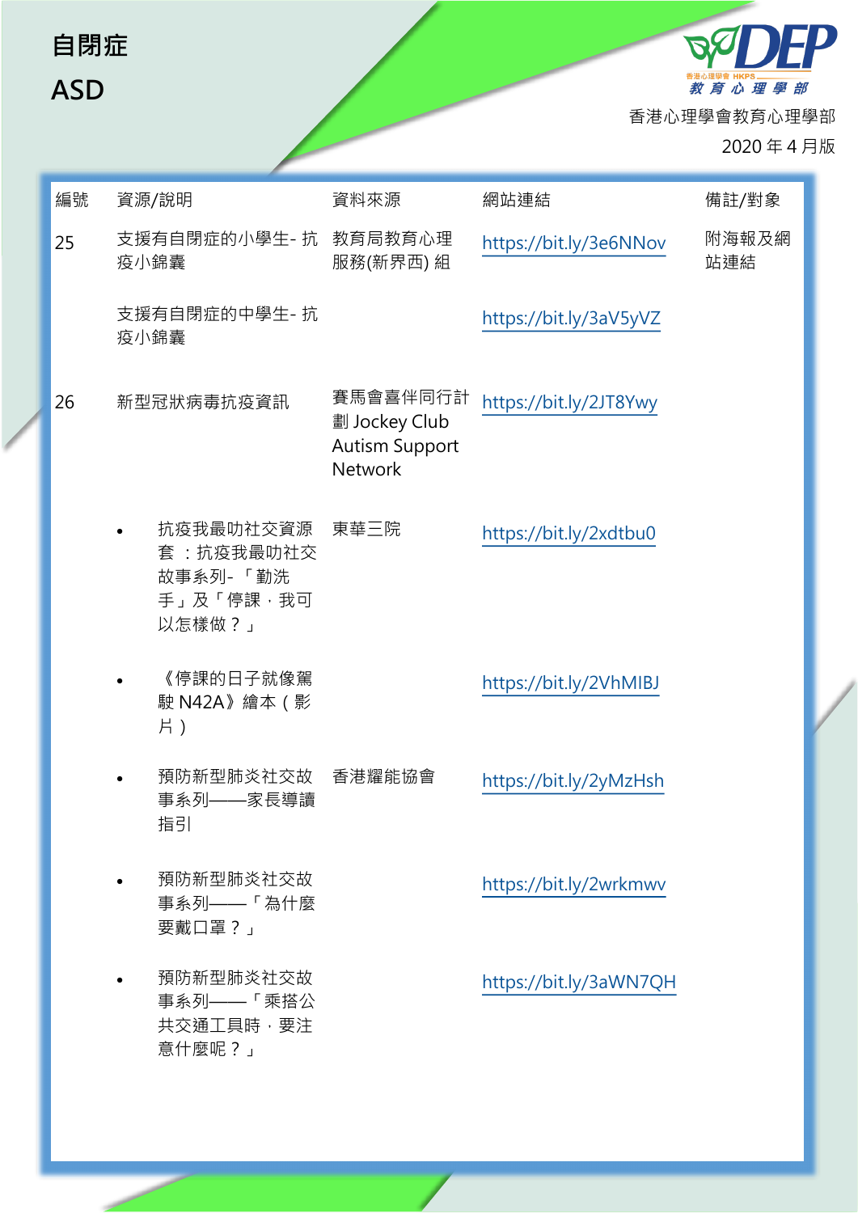# 自閉症

# ASD

香港心理學會教育心理學部

2020 年 4 月版

| 編號 | 資源/說明 | 資料來源 | 網站連結 | 備註/對象 |
|---|---|---|---|---|
| 25 | 支援有自閉症的小學生- 抗疫小錦囊 | 教育局教育心理服務(新界西) 組 | https://bit.ly/3e6NNov | 附海報及網站連結 |
| | 支援有自閉症的中學生- 抗疫小錦囊 | | https://bit.ly/3aV5yVZ | |
| 26 | 新型冠狀病毒抗疫資訊 | 賽馬會喜伴同行計劃 Jockey Club Autism Support Network | https://bit.ly/2JT8Ywy | |
| | • 抗疫我最叻社交資源套 ：抗疫我最叻社交故事系列- 「勤洗手」及「停課，我可以怎樣做？」 | 東華三院 | https://bit.ly/2xdtbu0 | |
| | • 《停課的日子就像駕駛 N42A》繪本（影片） | | https://bit.ly/2VhMIBJ | |
| | • 預防新型肺炎社交故事系列——家長導讀指引 | 香港耀能協會 | https://bit.ly/2yMzHsh | |
| | • 預防新型肺炎社交故事系列——「為什麼要戴口罩？」 | | https://bit.ly/2wrkmwv | |
| | • 預防新型肺炎社交故事系列——「乘搭公共交通工具時，要注意什麼呢？」 | | https://bit.ly/3aWN7QH | |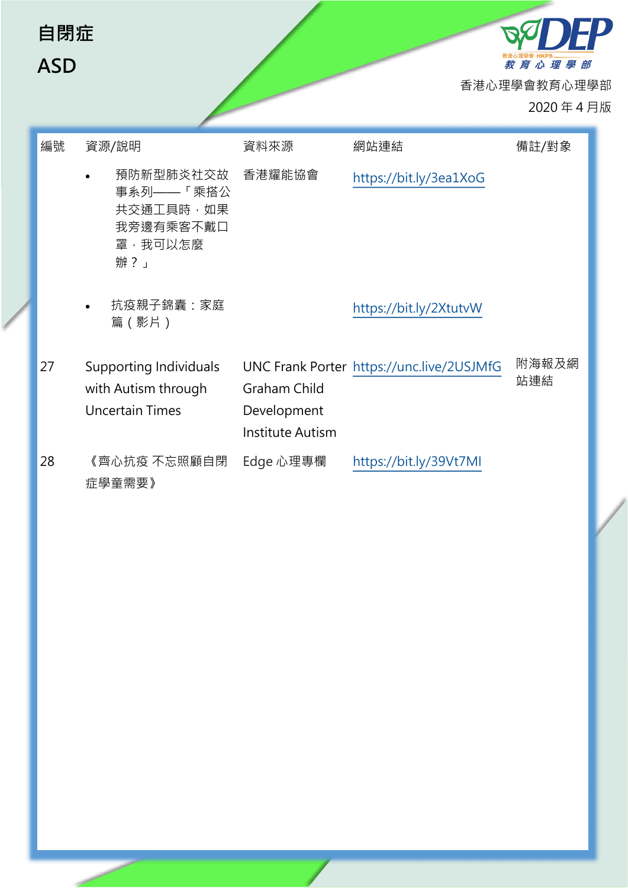# 自閉症

# ASD

香港心理學會教育心理學部

2020 年 4 月版

| 編號 | 資源/說明 | 資料來源 | 網站連結 | 備註/對象 |
|---|---|---|---|---|
| | • 預防新型肺炎社交故事系列——「乘搭公共交通工具時，如果我旁邊有乘客不戴口罩，我可以怎麼辦？」 | 香港耀能協會 | https://bit.ly/3ea1XoG | |
| | • 抗疫親子錦囊：家庭篇（影片） | | https://bit.ly/2XtutvW | |
| 27 | Supporting Individuals with Autism through Uncertain Times | UNC Frank Porter Graham Child Development Institute Autism | https://unc.live/2USJMfG | 附海報及網站連結 |
| 28 | 《齊心抗疫 不忘照顧自閉症學童需要》 | Edge 心理專欄 | https://bit.ly/39Vt7MI | |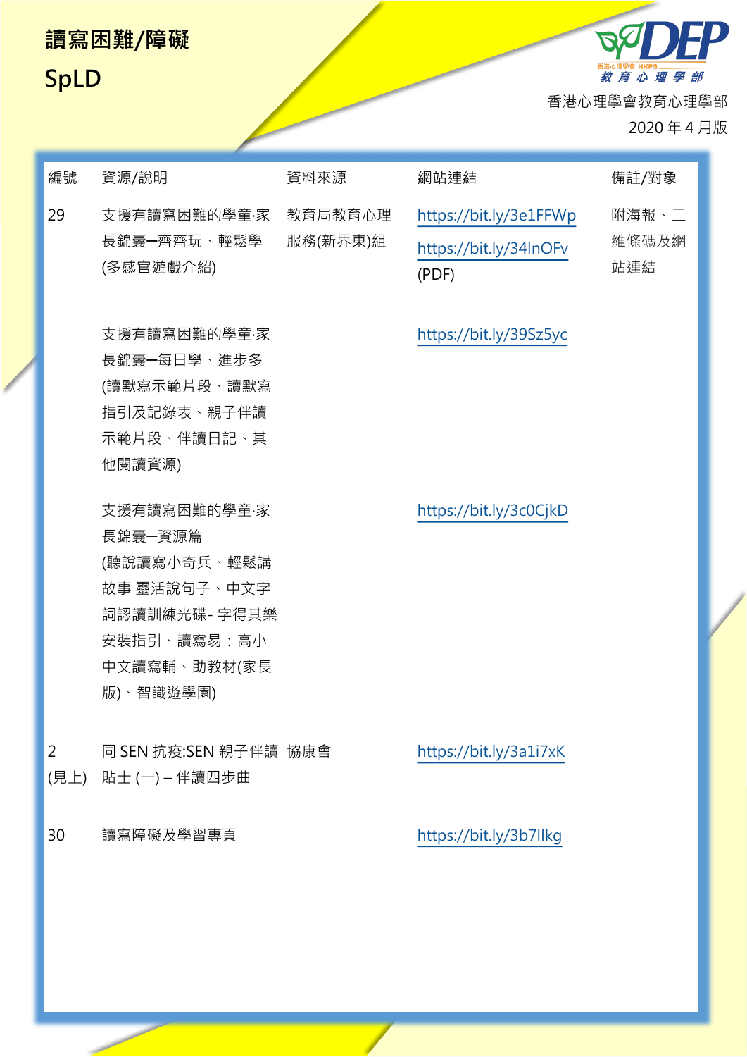# 讀寫困難/障礙

# SpLD

香港心理學會教育心理學部

2020 年 4 月版

| 編號 | 資源/說明 | 資料來源 | 網站連結 | 備註/對象 |
|---|---|---|---|---|
| 29 | 支援有讀寫困難的學童·家長錦囊—齊齊玩、輕鬆學(多感官遊戲介紹) | 教育局教育心理服務(新界東)組 | https://bit.ly/3e1FFWp<br>https://bit.ly/34lnOFv (PDF) | 附海報、二維條碼及網站連結 |
| | 支援有讀寫困難的學童·家長錦囊—每日學、進步多(讀默寫示範片段、讀默寫指引及記錄表、親子伴讀示範片段、伴讀日記、其他閱讀資源) | | https://bit.ly/39Sz5yc | |
| | 支援有讀寫困難的學童·家長錦囊—資源篇(聽說讀寫小奇兵、輕鬆講故事 靈活說句子、中文字詞認讀訓練光碟- 字得其樂安裝指引、讀寫易：高小中文讀寫輔、助教材(家長版)、智識遊學園) | | https://bit.ly/3c0CjkD | |
| 2 (見上) | 同 SEN 抗疫:SEN 親子伴讀貼士 (一) – 伴讀四步曲 | 協康會 | https://bit.ly/3a1i7xK | |
| 30 | 讀寫障礙及學習專頁 | | https://bit.ly/3b7llkg | |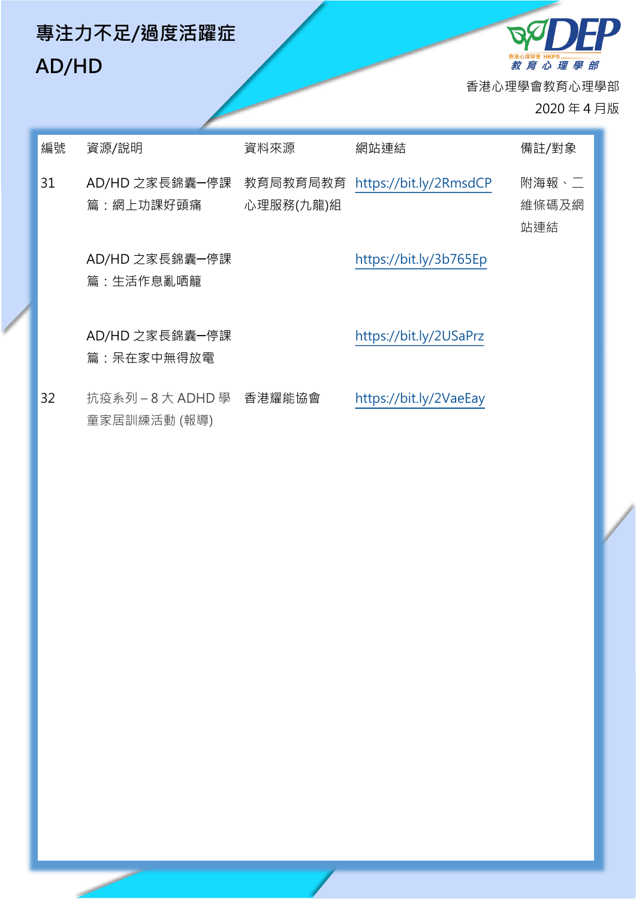# 專注力不足/過度活躍症 AD/HD

香港心理學會教育心理學部

2020 年 4 月版

| 編號 | 資源/說明 | 資料來源 | 網站連結 | 備註/對象 |
|---|---|---|---|---|
| 31 | AD/HD 之家長錦囊—停課篇：網上功課好頭痛 | 教育局教育局教育心理服務(九龍)組 | https://bit.ly/2RmsdCP | 附海報、二維條碼及網站連結 |
| | AD/HD 之家長錦囊—停課篇：生活作息亂哂籠 | | https://bit.ly/3b765Ep | |
| | AD/HD 之家長錦囊—停課篇：呆在家中無得放電 | | https://bit.ly/2USaPrz | |
| 32 | 抗疫系列 – 8 大 ADHD 學童家居訓練活動 (報導) | 香港耀能協會 | https://bit.ly/2VaeEay | |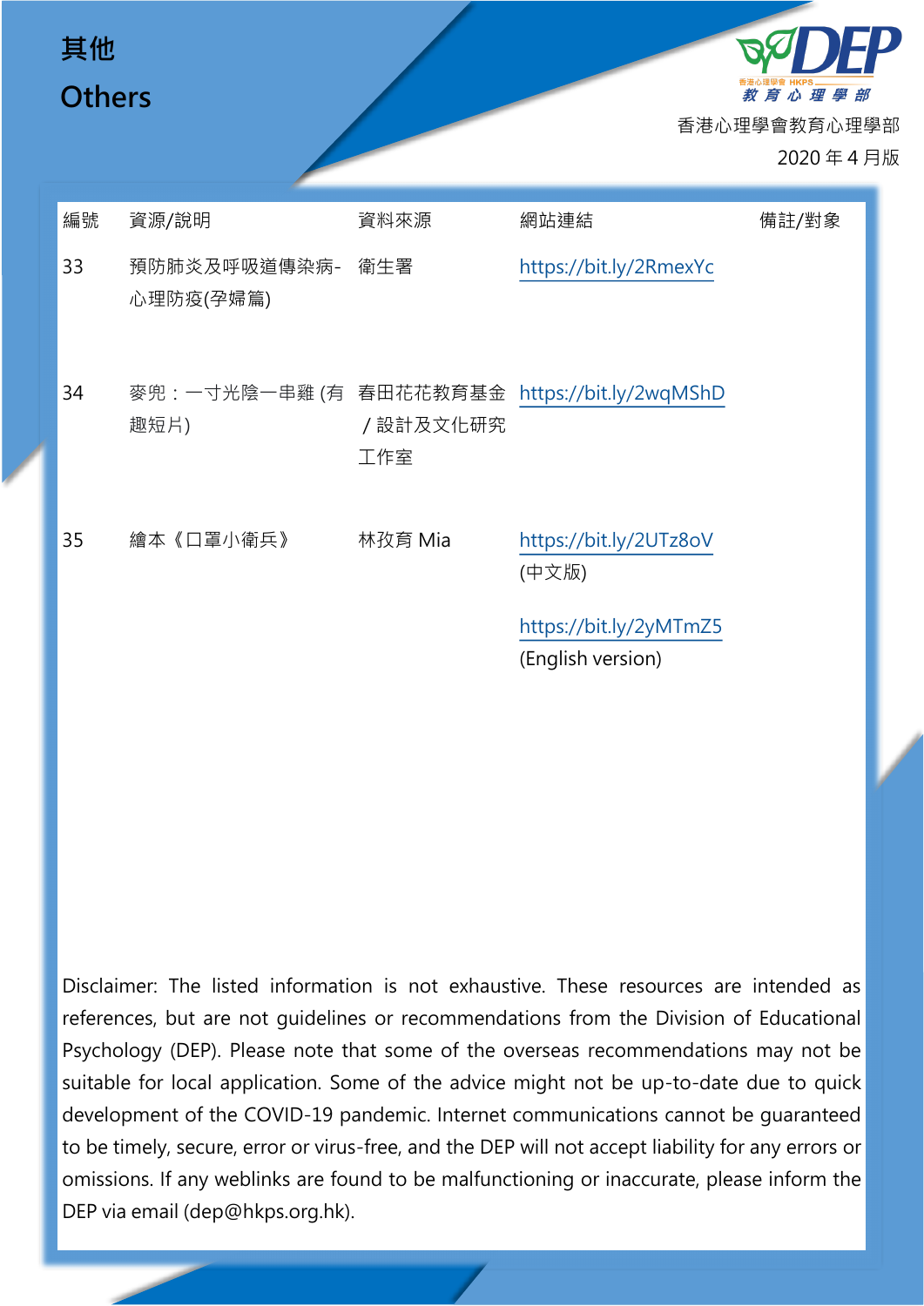# 其他
# Others

香港心理學會教育心理學部
2020 年 4 月版

| 編號 | 資源/說明 | 資料來源 | 網站連結 | 備註/對象 |
|---|---|---|---|---|
| 33 | 預防肺炎及呼吸道傳染病-心理防疫(孕婦篇) | 衞生署 | https://bit.ly/2RmexYc | |
| 34 | 麥兜：一寸光陰一串雞 (有趣短片) | 春田花花教育基金 / 設計及文化研究工作室 | https://bit.ly/2wqMShD | |
| 35 | 繪本《口罩小衛兵》 | 林孜育 Mia | https://bit.ly/2UTz8oV (中文版)<br>https://bit.ly/2yMTmZ5 (English version) | |

Disclaimer: The listed information is not exhaustive. These resources are intended as references, but are not guidelines or recommendations from the Division of Educational Psychology (DEP). Please note that some of the overseas recommendations may not be suitable for local application. Some of the advice might not be up-to-date due to quick development of the COVID-19 pandemic. Internet communications cannot be guaranteed to be timely, secure, error or virus-free, and the DEP will not accept liability for any errors or omissions. If any weblinks are found to be malfunctioning or inaccurate, please inform the DEP via email (dep@hkps.org.hk).